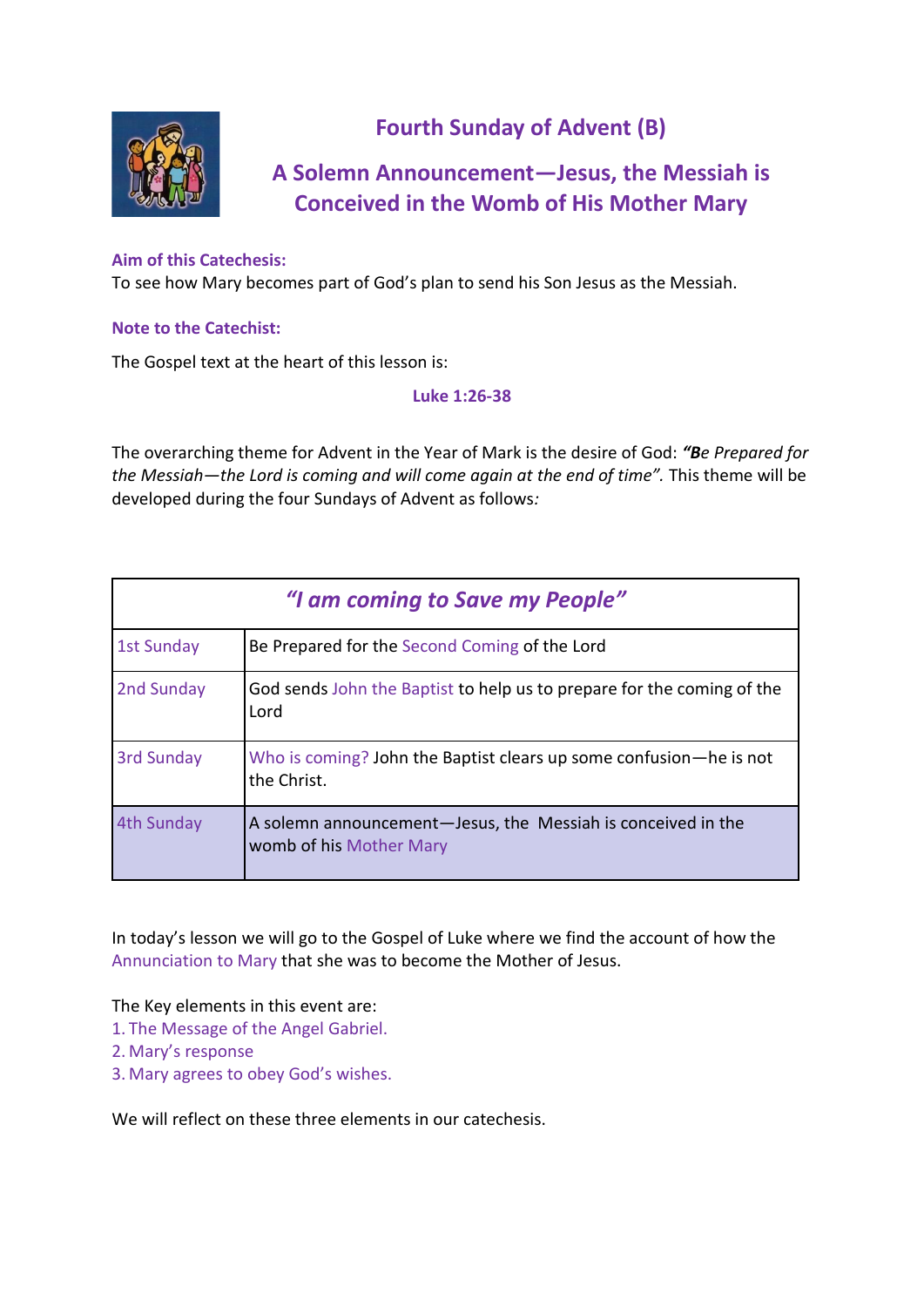# Fourth Sunday of Advent (B)

## A Solemn Announcement—Jesus, the Messiah is Conceived in the Womb of His Mother Mary

**Aim of this Catechesis:**
To see how Mary becomes part of God's plan to send his Son Jesus as the Messiah.

**Note to the Catechist:**

The Gospel text at the heart of this lesson is:

**Luke 1:26-38**

The overarching theme for Advent in the Year of Mark is the desire of God: ***"B**e Prepared for the Messiah—the Lord is coming and will come again at the end of time".* This theme will be developed during the four Sundays of Advent as follows*:*

| ***"I am coming to Save my People"*** | |
|---|---|
| 1st Sunday | Be Prepared for the Second Coming of the Lord |
| 2nd Sunday | God sends John the Baptist to help us to prepare for the coming of the Lord |
| 3rd Sunday | Who is coming? John the Baptist clears up some confusion—he is not the Christ. |
| 4th Sunday | A solemn announcement—Jesus, the Messiah is conceived in the womb of his Mother Mary |

In today's lesson we will go to the Gospel of Luke where we find the account of how the Annunciation to Mary that she was to become the Mother of Jesus.

The Key elements in this event are:
1. The Message of the Angel Gabriel.
2. Mary's response
3. Mary agrees to obey God's wishes.

We will reflect on these three elements in our catechesis.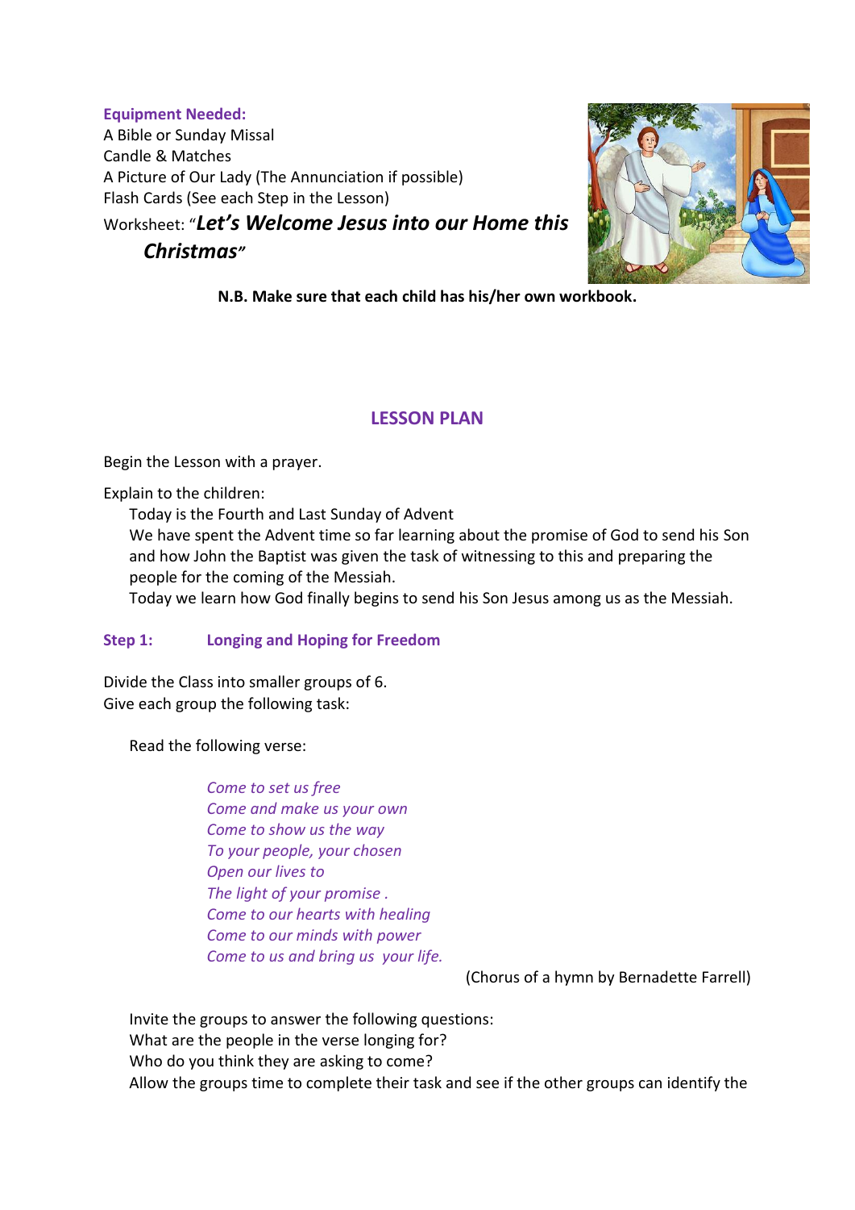**Equipment Needed:**
A Bible or Sunday Missal
Candle & Matches
A Picture of Our Lady (The Annunciation if possible)
Flash Cards (See each Step in the Lesson)
Worksheet: "***Let's Welcome Jesus into our Home this Christmas***"

**N.B. Make sure that each child has his/her own workbook.**

## LESSON PLAN

Begin the Lesson with a prayer.

Explain to the children:

Today is the Fourth and Last Sunday of Advent
We have spent the Advent time so far learning about the promise of God to send his Son and how John the Baptist was given the task of witnessing to this and preparing the people for the coming of the Messiah.
Today we learn how God finally begins to send his Son Jesus among us as the Messiah.

### Step 1: Longing and Hoping for Freedom

Divide the Class into smaller groups of 6.
Give each group the following task:

Read the following verse:

*Come to set us free*
*Come and make us your own*
*Come to show us the way*
*To your people, your chosen*
*Open our lives to*
*The light of your promise .*
*Come to our hearts with healing*
*Come to our minds with power*
*Come to us and bring us your life.*

(Chorus of a hymn by Bernadette Farrell)

Invite the groups to answer the following questions:
What are the people in the verse longing for?
Who do you think they are asking to come?
Allow the groups time to complete their task and see if the other groups can identify the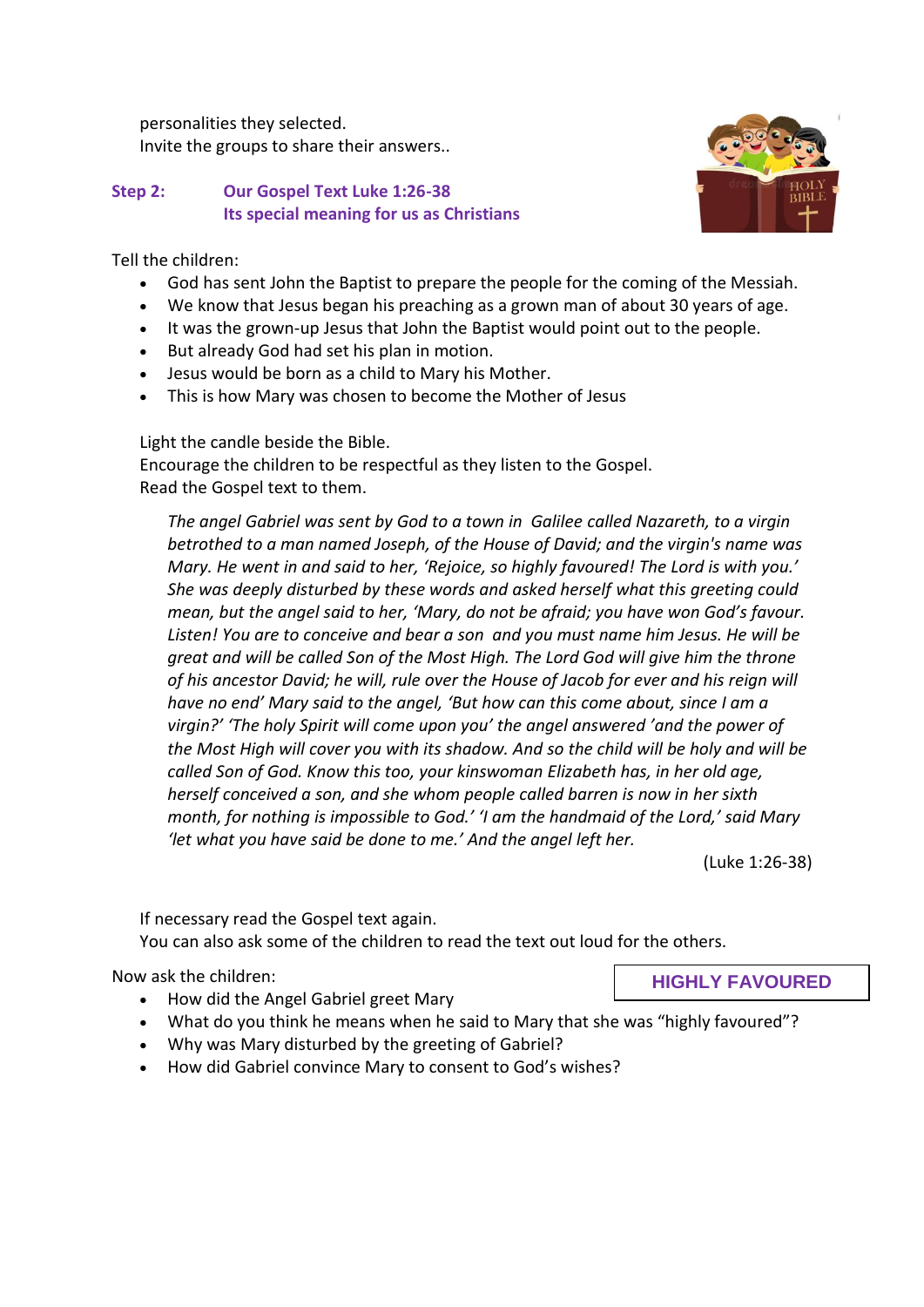personalities they selected.
Invite the groups to share their answers..

**Step 2: Our Gospel Text Luke 1:26-38**
**Its special meaning for us as Christians**

Tell the children:

- God has sent John the Baptist to prepare the people for the coming of the Messiah.
- We know that Jesus began his preaching as a grown man of about 30 years of age.
- It was the grown-up Jesus that John the Baptist would point out to the people.
- But already God had set his plan in motion.
- Jesus would be born as a child to Mary his Mother.
- This is how Mary was chosen to become the Mother of Jesus

Light the candle beside the Bible.
Encourage the children to be respectful as they listen to the Gospel.
Read the Gospel text to them.

> *The angel Gabriel was sent by God to a town in Galilee called Nazareth, to a virgin betrothed to a man named Joseph, of the House of David; and the virgin's name was Mary. He went in and said to her, 'Rejoice, so highly favoured! The Lord is with you.' She was deeply disturbed by these words and asked herself what this greeting could mean, but the angel said to her, 'Mary, do not be afraid; you have won God's favour. Listen! You are to conceive and bear a son and you must name him Jesus. He will be great and will be called Son of the Most High. The Lord God will give him the throne of his ancestor David; he will, rule over the House of Jacob for ever and his reign will have no end' Mary said to the angel, 'But how can this come about, since I am a virgin?' 'The holy Spirit will come upon you' the angel answered 'and the power of the Most High will cover you with its shadow. And so the child will be holy and will be called Son of God. Know this too, your kinswoman Elizabeth has, in her old age, herself conceived a son, and she whom people called barren is now in her sixth month, for nothing is impossible to God.' 'I am the handmaid of the Lord,' said Mary 'let what you have said be done to me.' And the angel left her.*
>
> (Luke 1:26-38)

If necessary read the Gospel text again.
You can also ask some of the children to read the text out loud for the others.

**HIGHLY FAVOURED**

Now ask the children:

- How did the Angel Gabriel greet Mary
- What do you think he means when he said to Mary that she was "highly favoured"?
- Why was Mary disturbed by the greeting of Gabriel?
- How did Gabriel convince Mary to consent to God's wishes?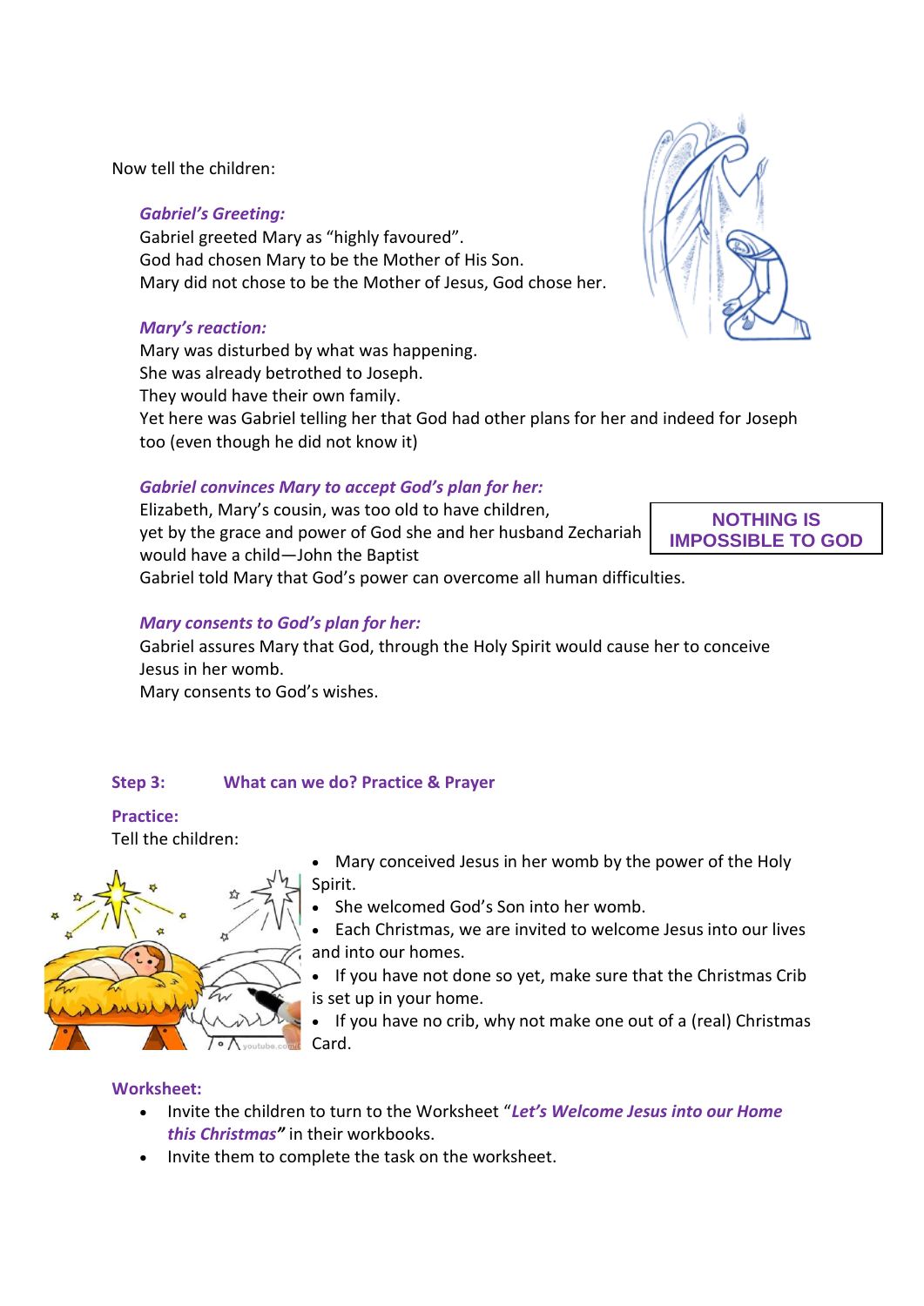Now tell the children:

***Gabriel's Greeting:***

Gabriel greeted Mary as "highly favoured".
God had chosen Mary to be the Mother of His Son.
Mary did not chose to be the Mother of Jesus, God chose her.

***Mary's reaction:***

Mary was disturbed by what was happening.
She was already betrothed to Joseph.
They would have their own family.
Yet here was Gabriel telling her that God had other plans for her and indeed for Joseph too (even though he did not know it)

***Gabriel convinces Mary to accept God's plan for her:***

Elizabeth, Mary's cousin, was too old to have children,
yet by the grace and power of God she and her husband Zechariah would have a child—John the Baptist
Gabriel told Mary that God's power can overcome all human difficulties.

**NOTHING IS IMPOSSIBLE TO GOD**

***Mary consents to God's plan for her:***

Gabriel assures Mary that God, through the Holy Spirit would cause her to conceive Jesus in her womb.
Mary consents to God's wishes.

## Step 3: What can we do? Practice & Prayer

**Practice:**

Tell the children:

- Mary conceived Jesus in her womb by the power of the Holy Spirit.
- She welcomed God's Son into her womb.
- Each Christmas, we are invited to welcome Jesus into our lives and into our homes.
- If you have not done so yet, make sure that the Christmas Crib is set up in your home.
- If you have no crib, why not make one out of a (real) Christmas Card.

**Worksheet:**

- Invite the children to turn to the Worksheet "***Let's Welcome Jesus into our Home this Christmas***" in their workbooks.
- Invite them to complete the task on the worksheet.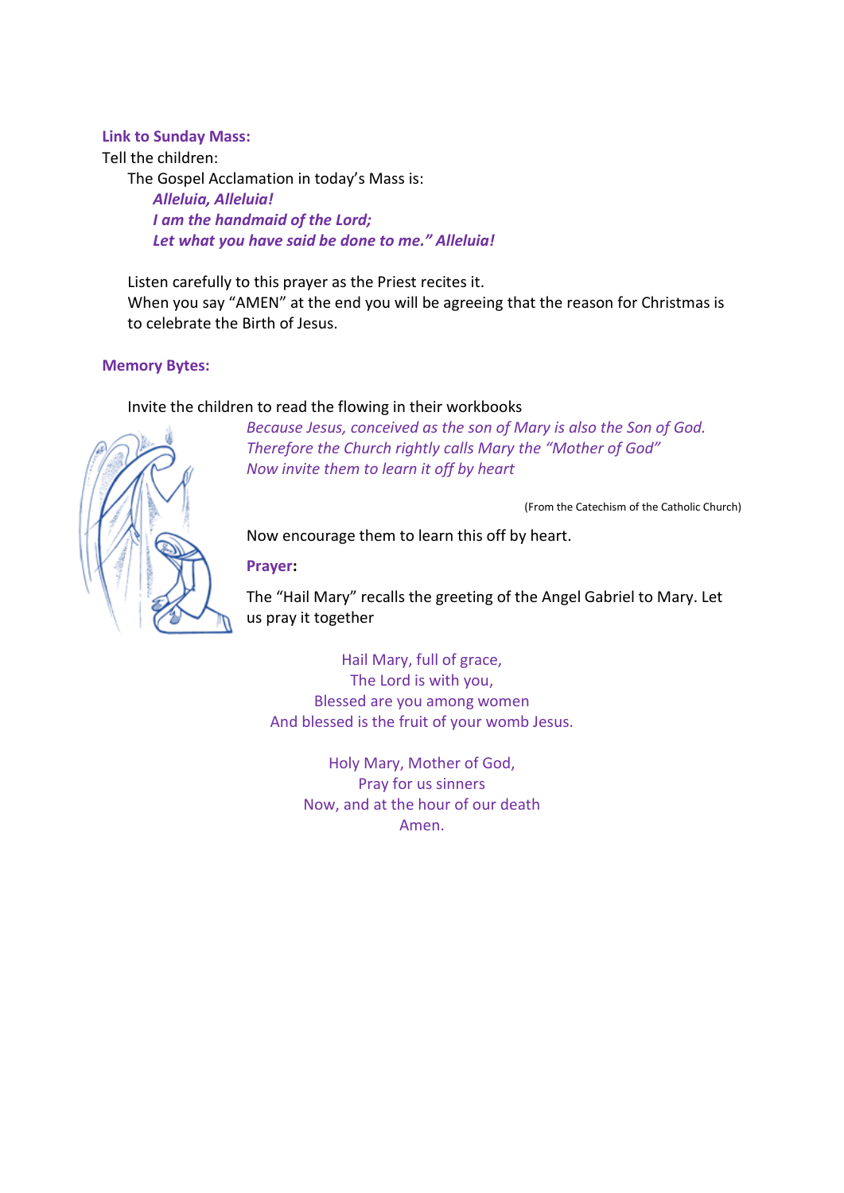**Link to Sunday Mass:**

Tell the children:

The Gospel Acclamation in today's Mass is:

***Alleluia, Alleluia!***
***I am the handmaid of the Lord;***
***Let what you have said be done to me." Alleluia!***

Listen carefully to this prayer as the Priest recites it.
When you say "AMEN" at the end you will be agreeing that the reason for Christmas is to celebrate the Birth of Jesus.

**Memory Bytes:**

Invite the children to read the flowing in their workbooks

*Because Jesus, conceived as the son of Mary is also the Son of God.*
*Therefore the Church rightly calls Mary the "Mother of God"*
*Now invite them to learn it off by heart*

(From the Catechism of the Catholic Church)

Now encourage them to learn this off by heart.

**Prayer:**

The "Hail Mary" recalls the greeting of the Angel Gabriel to Mary. Let us pray it together

Hail Mary, full of grace,
The Lord is with you,
Blessed are you among women
And blessed is the fruit of your womb Jesus.

Holy Mary, Mother of God,
Pray for us sinners
Now, and at the hour of our death
Amen.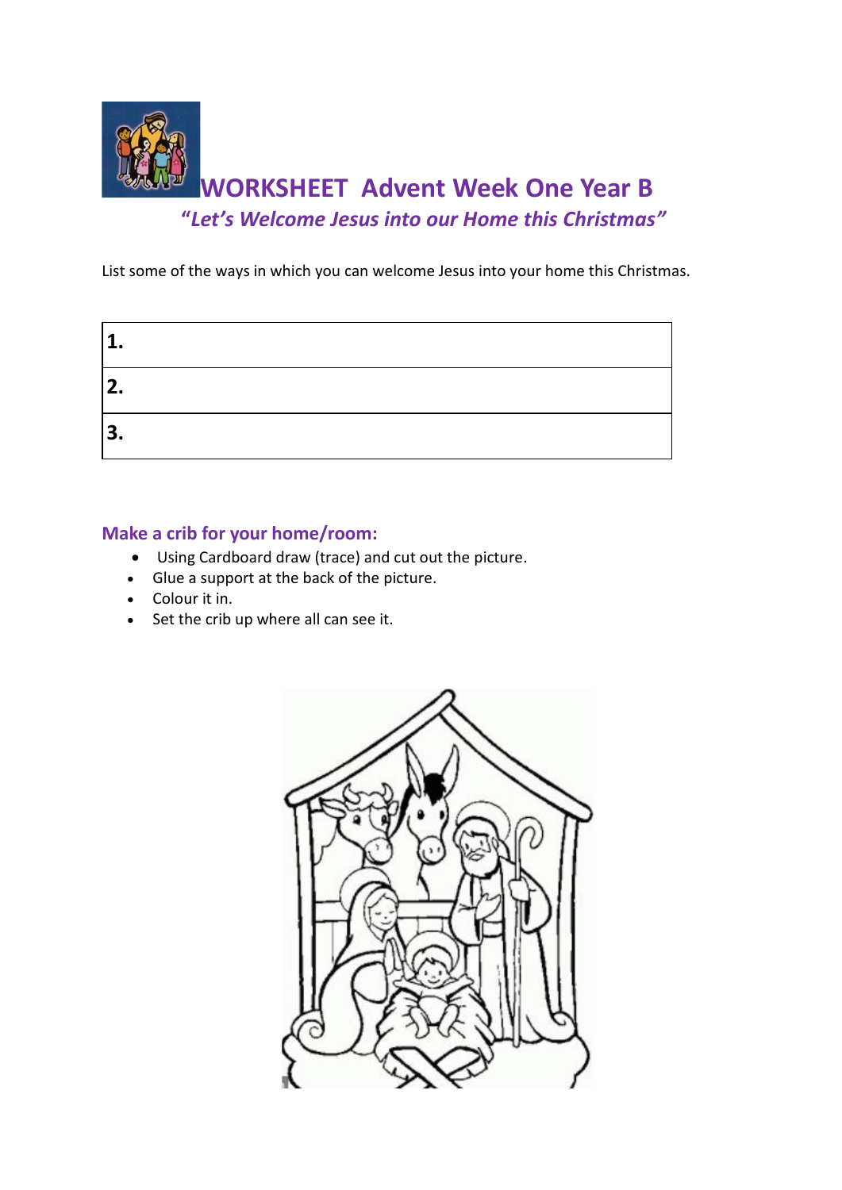# WORKSHEET Advent Week One Year B

### *"Let's Welcome Jesus into our Home this Christmas"*

List some of the ways in which you can welcome Jesus into your home this Christmas.

| **1.** |
| --- |
| **2.** |
| **3.** |

## Make a crib for your home/room:

- Using Cardboard draw (trace) and cut out the picture.
- Glue a support at the back of the picture.
- Colour it in.
- Set the crib up where all can see it.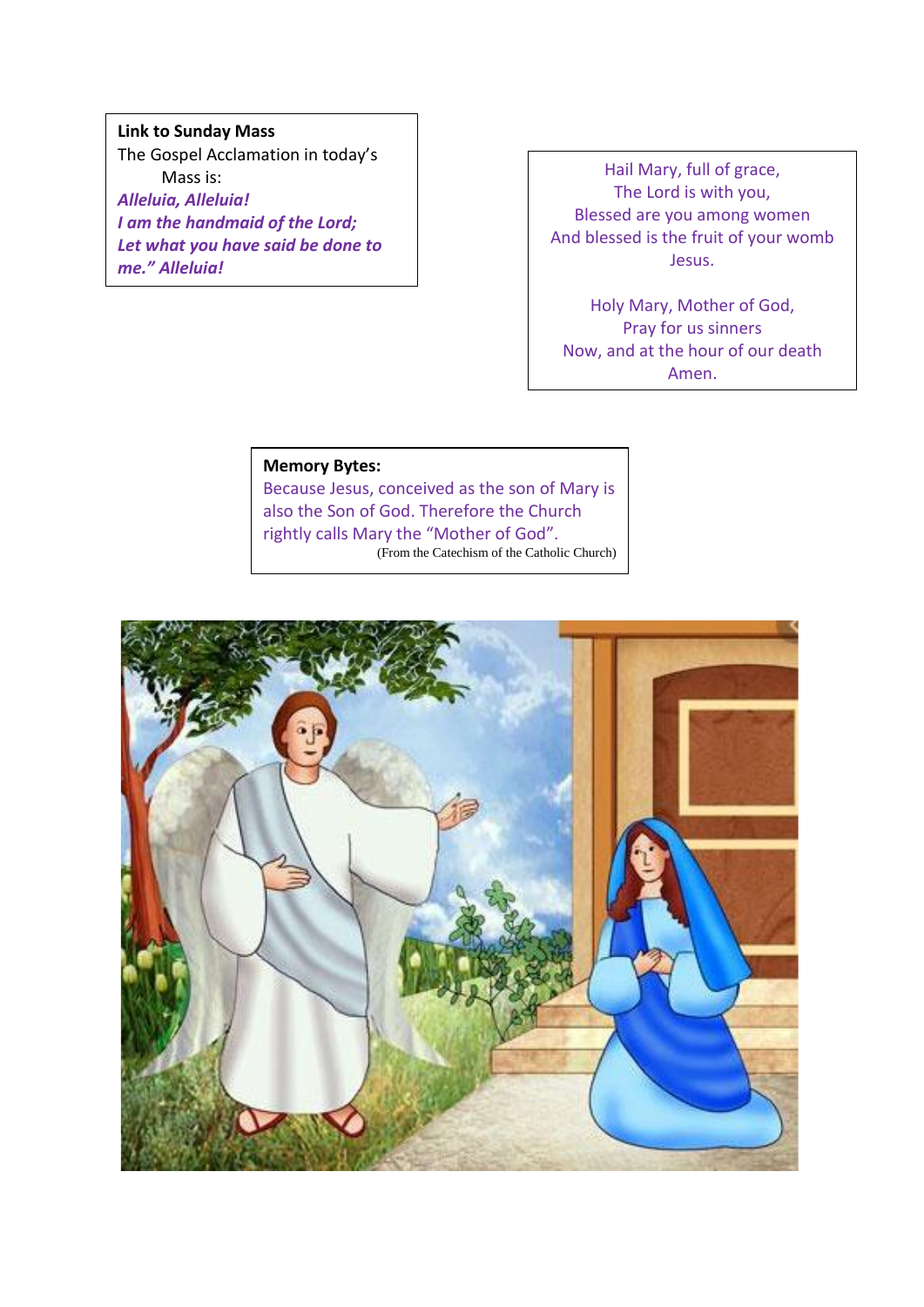**Link to Sunday Mass**

The Gospel Acclamation in today's Mass is:

***Alleluia, Alleluia!***
***I am the handmaid of the Lord;***
***Let what you have said be done to me." Alleluia!***

Hail Mary, full of grace,
The Lord is with you,
Blessed are you among women
And blessed is the fruit of your womb
Jesus.

Holy Mary, Mother of God,
Pray for us sinners
Now, and at the hour of our death
Amen.

**Memory Bytes:**

Because Jesus, conceived as the son of Mary is also the Son of God. Therefore the Church rightly calls Mary the "Mother of God".

(From the Catechism of the Catholic Church)